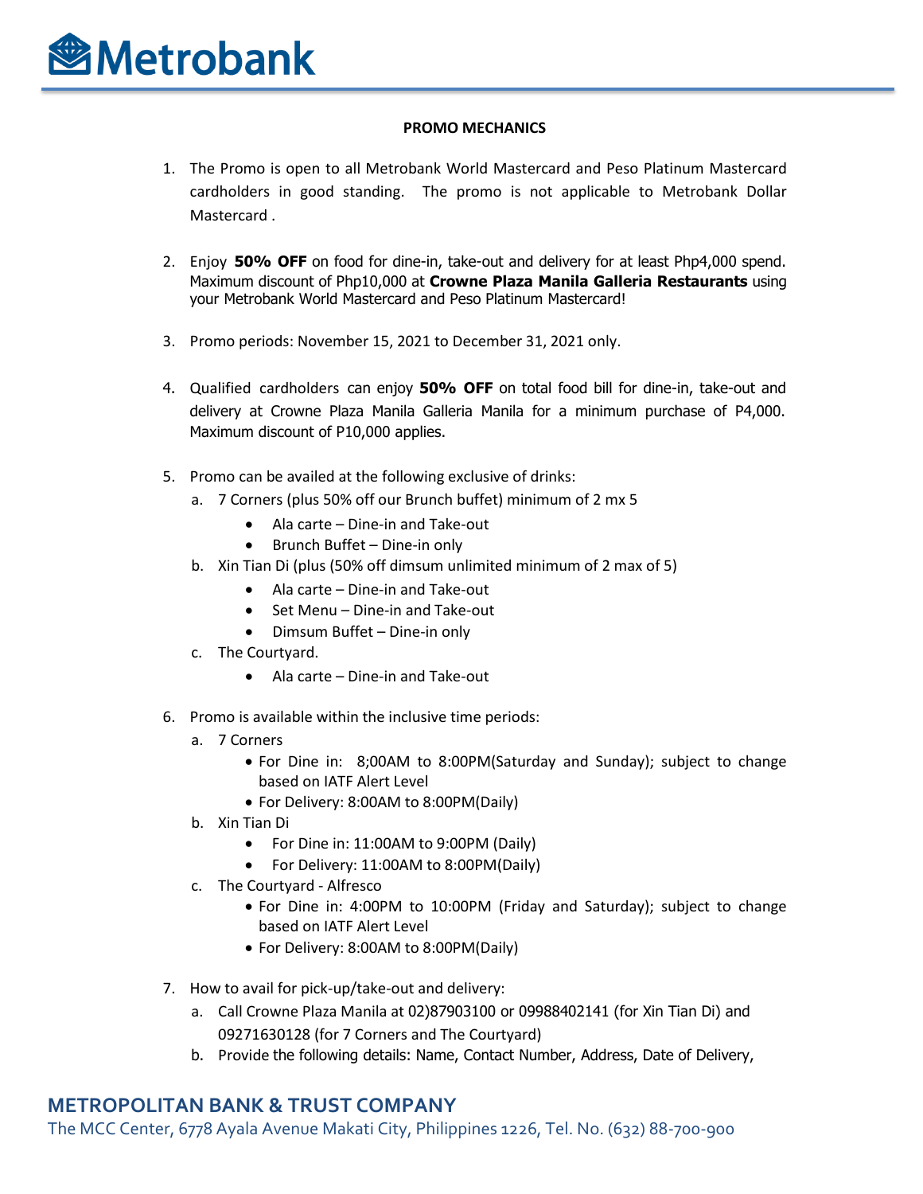# Metrobank

**PROMO MECHANICS**

1. The Promo is open to all Metrobank World Mastercard and Peso Platinum Mastercard cardholders in good standing. The promo is not applicable to Metrobank Dollar Mastercard .

2. Enjoy **50% OFF** on food for dine-in, take-out and delivery for at least Php4,000 spend. Maximum discount of Php10,000 at **Crowne Plaza Manila Galleria Restaurants** using your Metrobank World Mastercard and Peso Platinum Mastercard!

3. Promo periods: November 15, 2021 to December 31, 2021 only.

4. Qualified cardholders can enjoy **50% OFF** on total food bill for dine-in, take-out and delivery at Crowne Plaza Manila Galleria Manila for a minimum purchase of P4,000. Maximum discount of P10,000 applies.

5. Promo can be availed at the following exclusive of drinks:
   a. 7 Corners (plus 50% off our Brunch buffet) minimum of 2 mx 5
      - Ala carte – Dine-in and Take-out
      - Brunch Buffet – Dine-in only
   
   b. Xin Tian Di (plus (50% off dimsum unlimited minimum of 2 max of 5)
      - Ala carte – Dine-in and Take-out
      - Set Menu – Dine-in and Take-out
      - Dimsum Buffet – Dine-in only
   
   c. The Courtyard.
      - Ala carte – Dine-in and Take-out

6. Promo is available within the inclusive time periods:
   a. 7 Corners
      - For Dine in: 8;00AM to 8:00PM(Saturday and Sunday); subject to change based on IATF Alert Level
      - For Delivery: 8:00AM to 8:00PM(Daily)
   
   b. Xin Tian Di
      - For Dine in: 11:00AM to 9:00PM (Daily)
      - For Delivery: 11:00AM to 8:00PM(Daily)
   
   c. The Courtyard - Alfresco
      - For Dine in: 4:00PM to 10:00PM (Friday and Saturday); subject to change based on IATF Alert Level
      - For Delivery: 8:00AM to 8:00PM(Daily)

7. How to avail for pick-up/take-out and delivery:
   a. Call Crowne Plaza Manila at 02)87903100 or 09988402141 (for Xin Tian Di) and 09271630128 (for 7 Corners and The Courtyard)
   b. Provide the following details: Name, Contact Number, Address, Date of Delivery,

**METROPOLITAN BANK & TRUST COMPANY**
The MCC Center, 6778 Ayala Avenue Makati City, Philippines 1226, Tel. No. (632) 88-700-900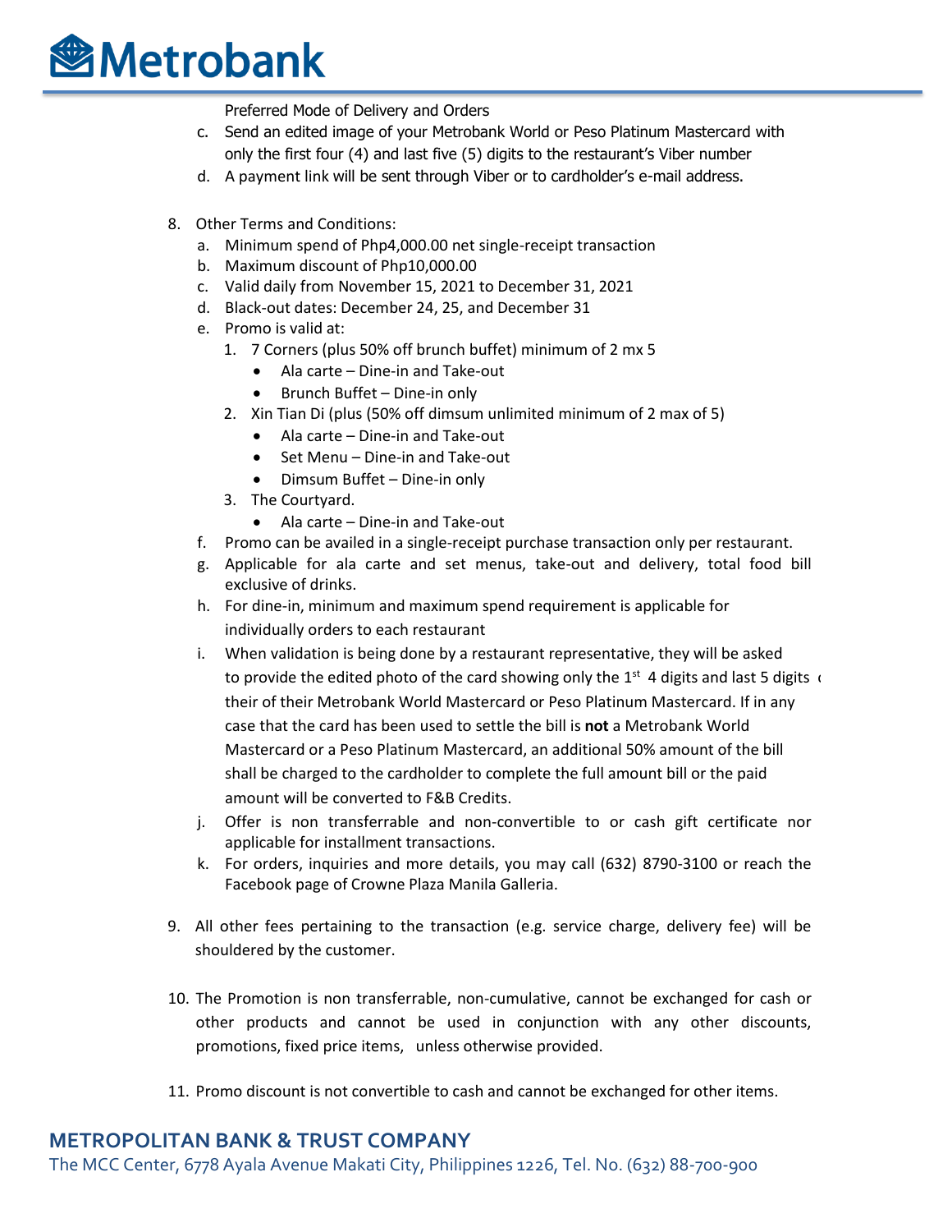Preferred Mode of Delivery and Orders

c. Send an edited image of your Metrobank World or Peso Platinum Mastercard with only the first four (4) and last five (5) digits to the restaurant's Viber number
d. A payment link will be sent through Viber or to cardholder's e-mail address.

8. Other Terms and Conditions:
   a. Minimum spend of Php4,000.00 net single-receipt transaction
   b. Maximum discount of Php10,000.00
   c. Valid daily from November 15, 2021 to December 31, 2021
   d. Black-out dates: December 24, 25, and December 31
   e. Promo is valid at:
      1. 7 Corners (plus 50% off brunch buffet) minimum of 2 mx 5
         - Ala carte – Dine-in and Take-out
         - Brunch Buffet – Dine-in only
      2. Xin Tian Di (plus (50% off dimsum unlimited minimum of 2 max of 5)
         - Ala carte – Dine-in and Take-out
         - Set Menu – Dine-in and Take-out
         - Dimsum Buffet – Dine-in only
      3. The Courtyard.
         - Ala carte – Dine-in and Take-out
   f. Promo can be availed in a single-receipt purchase transaction only per restaurant.
   g. Applicable for ala carte and set menus, take-out and delivery, total food bill exclusive of drinks.
   h. For dine-in, minimum and maximum spend requirement is applicable for individually orders to each restaurant
   i. When validation is being done by a restaurant representative, they will be asked to provide the edited photo of the card showing only the 1st 4 digits and last 5 digits of their of their Metrobank World Mastercard or Peso Platinum Mastercard. If in any case that the card has been used to settle the bill is **not** a Metrobank World Mastercard or a Peso Platinum Mastercard, an additional 50% amount of the bill shall be charged to the cardholder to complete the full amount bill or the paid amount will be converted to F&B Credits.
   j. Offer is non transferrable and non-convertible to or cash gift certificate nor applicable for installment transactions.
   k. For orders, inquiries and more details, you may call (632) 8790-3100 or reach the Facebook page of Crowne Plaza Manila Galleria.

9. All other fees pertaining to the transaction (e.g. service charge, delivery fee) will be shouldered by the customer.

10. The Promotion is non transferrable, non-cumulative, cannot be exchanged for cash or other products and cannot be used in conjunction with any other discounts, promotions, fixed price items, unless otherwise provided.

11. Promo discount is not convertible to cash and cannot be exchanged for other items.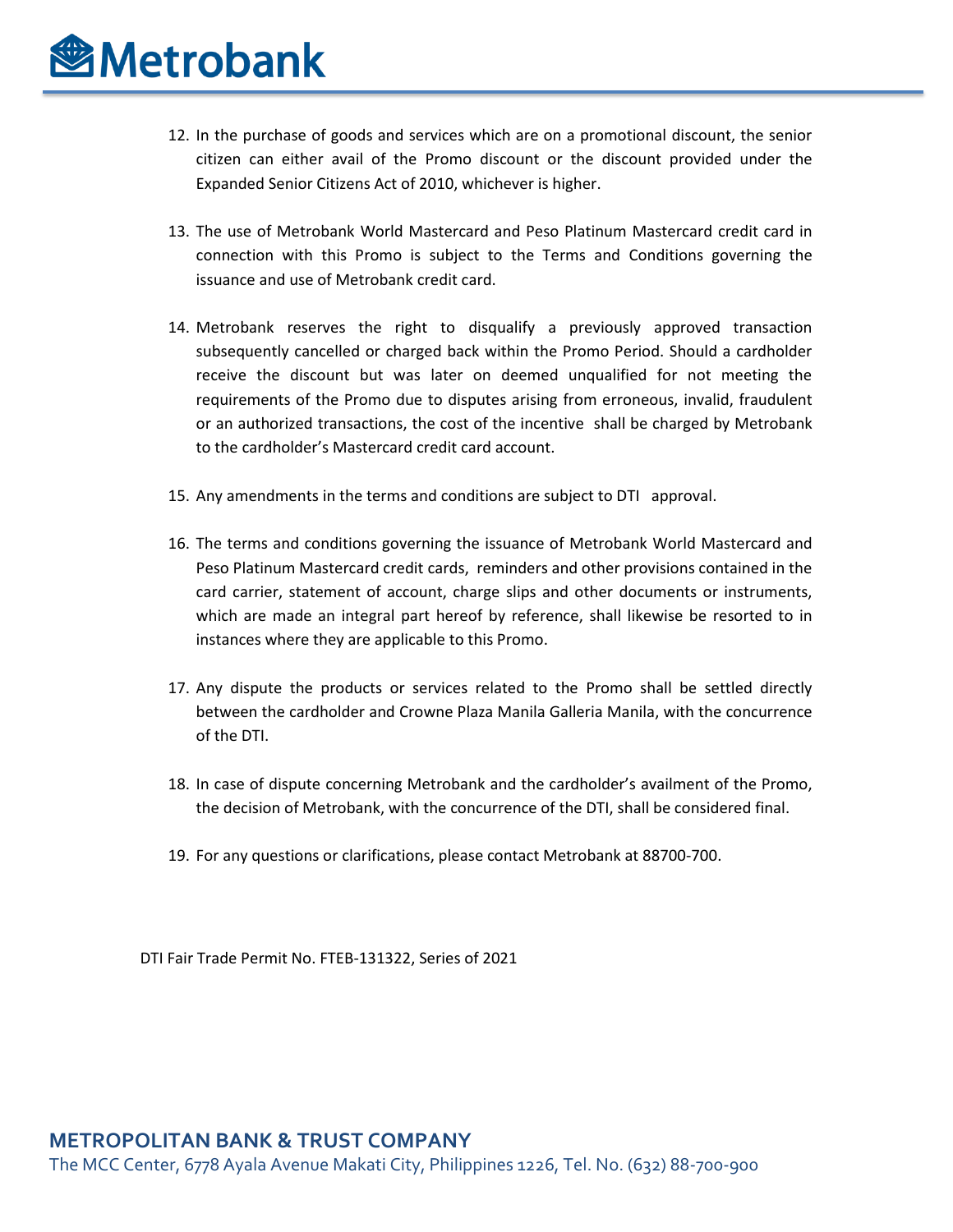12. In the purchase of goods and services which are on a promotional discount, the senior citizen can either avail of the Promo discount or the discount provided under the Expanded Senior Citizens Act of 2010, whichever is higher.

13. The use of Metrobank World Mastercard and Peso Platinum Mastercard credit card in connection with this Promo is subject to the Terms and Conditions governing the issuance and use of Metrobank credit card.

14. Metrobank reserves the right to disqualify a previously approved transaction subsequently cancelled or charged back within the Promo Period. Should a cardholder receive the discount but was later on deemed unqualified for not meeting the requirements of the Promo due to disputes arising from erroneous, invalid, fraudulent or an authorized transactions, the cost of the incentive shall be charged by Metrobank to the cardholder's Mastercard credit card account.

15. Any amendments in the terms and conditions are subject to DTI approval.

16. The terms and conditions governing the issuance of Metrobank World Mastercard and Peso Platinum Mastercard credit cards, reminders and other provisions contained in the card carrier, statement of account, charge slips and other documents or instruments, which are made an integral part hereof by reference, shall likewise be resorted to in instances where they are applicable to this Promo.

17. Any dispute the products or services related to the Promo shall be settled directly between the cardholder and Crowne Plaza Manila Galleria Manila, with the concurrence of the DTI.

18. In case of dispute concerning Metrobank and the cardholder's availment of the Promo, the decision of Metrobank, with the concurrence of the DTI, shall be considered final.

19. For any questions or clarifications, please contact Metrobank at 88700-700.

DTI Fair Trade Permit No. FTEB-131322, Series of 2021